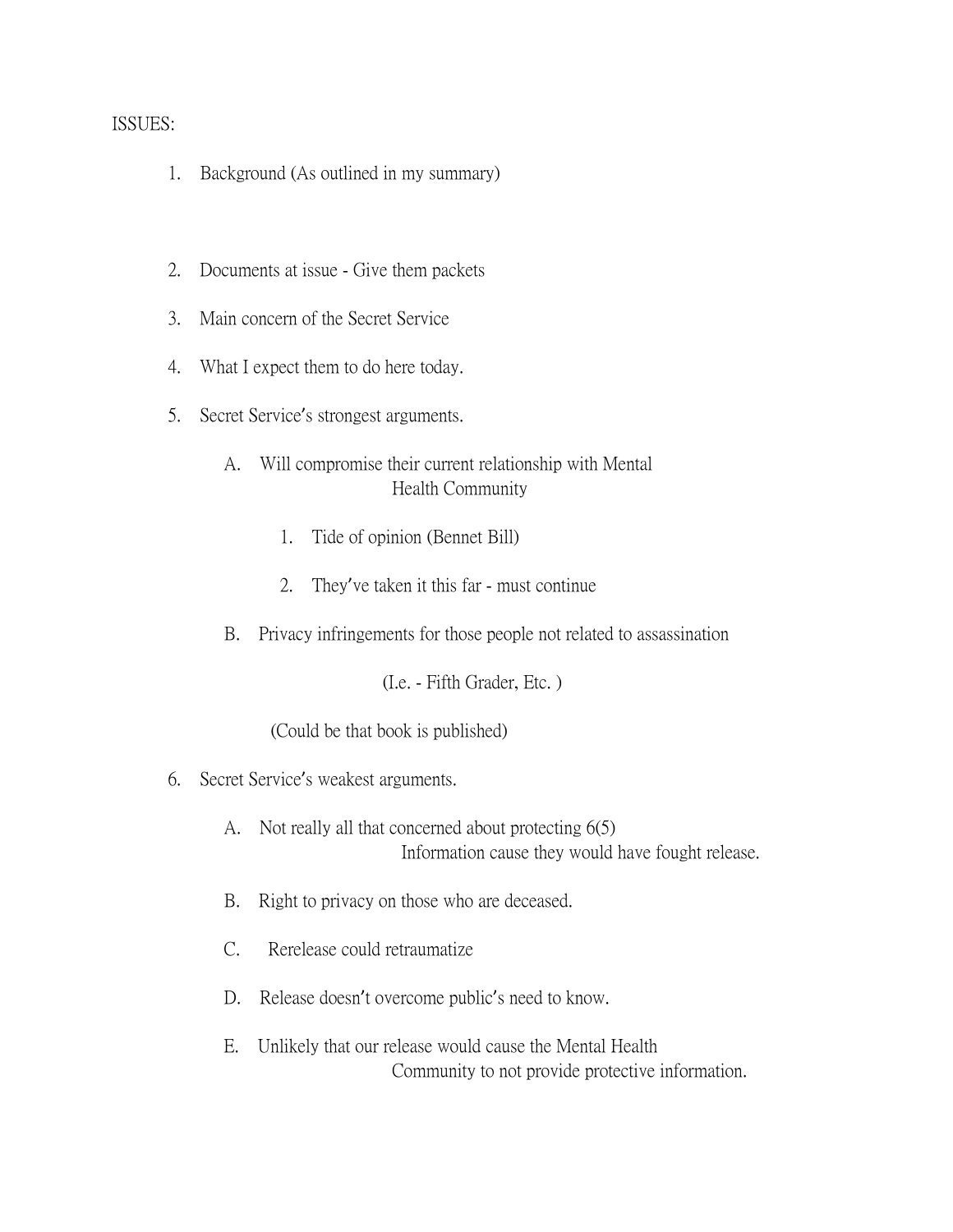ISSUES:

1. Background (As outlined in my summary)

2. Documents at issue - Give them packets

3. Main concern of the Secret Service

4. What I expect them to do here today.

5. Secret Service's strongest arguments.

   A. Will compromise their current relationship with Mental Health Community

      1. Tide of opinion (Bennet Bill)

      2. They've taken it this far - must continue

   B. Privacy infringements for those people not related to assassination

      (I.e. - Fifth Grader, Etc. )

      (Could be that book is published)

6. Secret Service's weakest arguments.

   A. Not really all that concerned about protecting 6(5) Information cause they would have fought release.

   B. Right to privacy on those who are deceased.

   C. Rerelease could retraumatize

   D. Release doesn't overcome public's need to know.

   E. Unlikely that our release would cause the Mental Health Community to not provide protective information.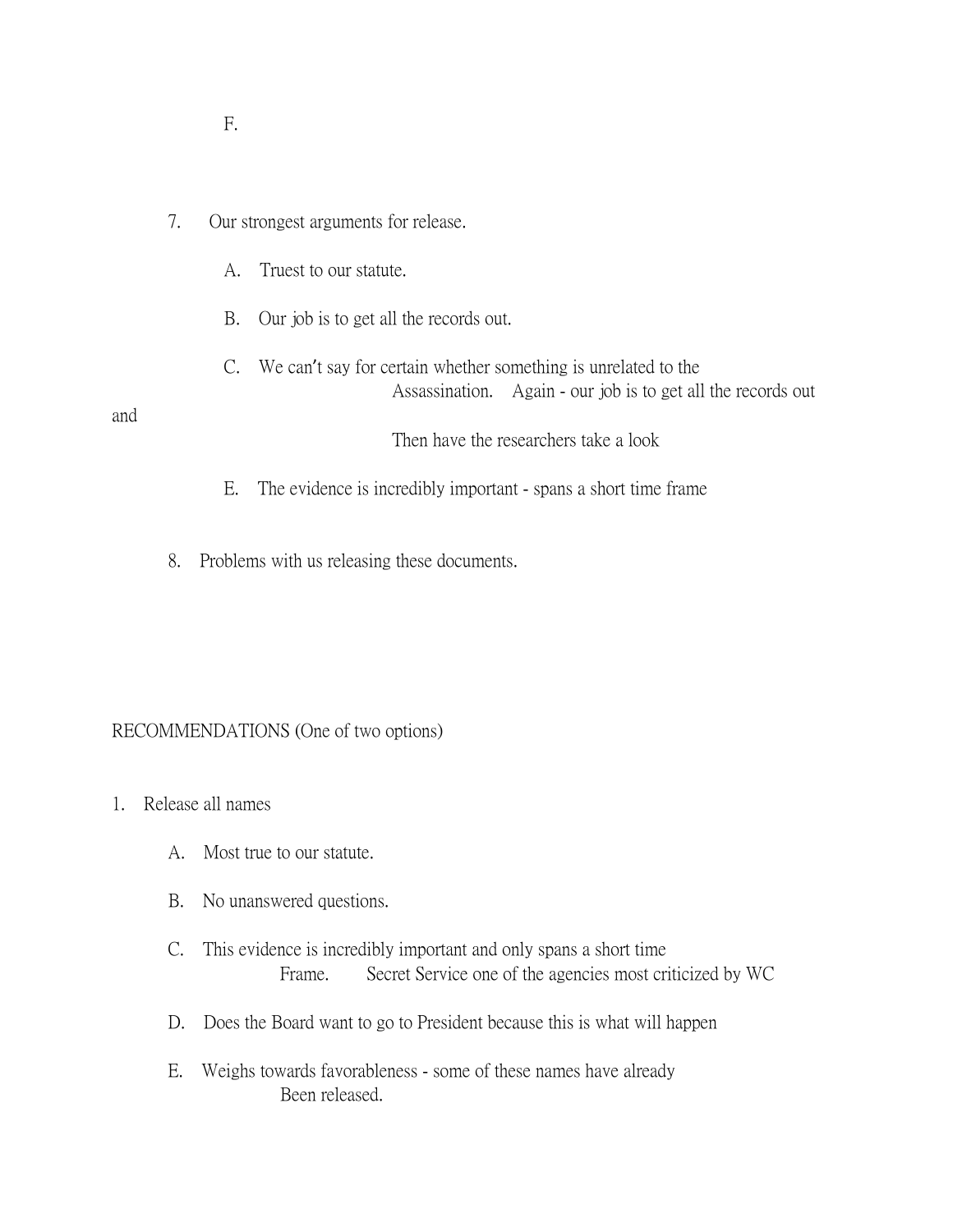F.

7. Our strongest arguments for release.

   A. Truest to our statute.

   B. Our job is to get all the records out.

   C. We can't say for certain whether something is unrelated to the Assassination. Again - our job is to get all the records out and Then have the researchers take a look

   E. The evidence is incredibly important - spans a short time frame

8. Problems with us releasing these documents.

RECOMMENDATIONS (One of two options)

1. Release all names

   A. Most true to our statute.

   B. No unanswered questions.

   C. This evidence is incredibly important and only spans a short time Frame. Secret Service one of the agencies most criticized by WC

   D. Does the Board want to go to President because this is what will happen

   E. Weighs towards favorableness - some of these names have already Been released.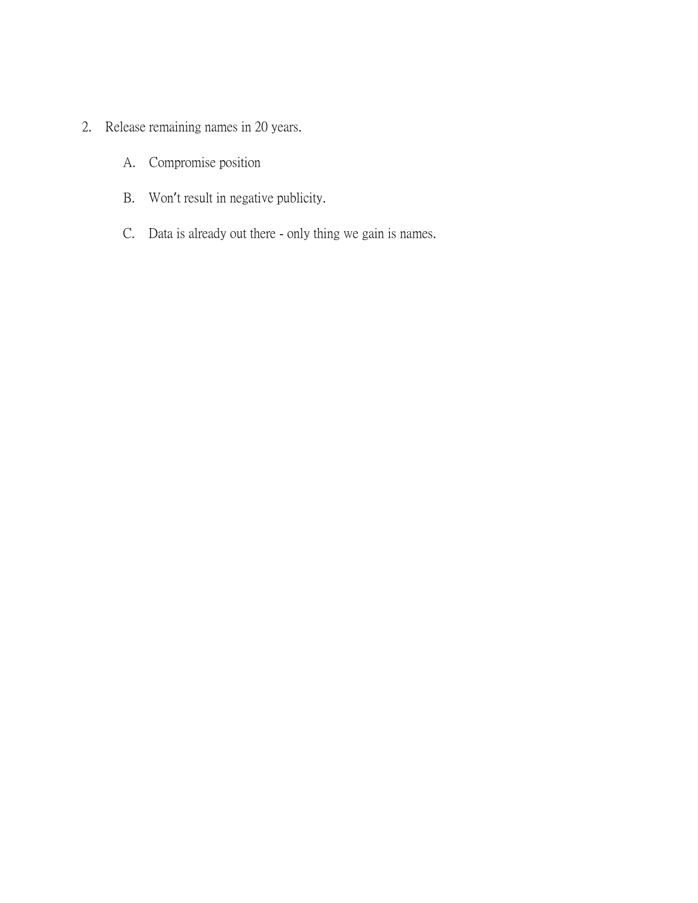2. Release remaining names in 20 years.

    A. Compromise position

    B. Won't result in negative publicity.

    C. Data is already out there - only thing we gain is names.